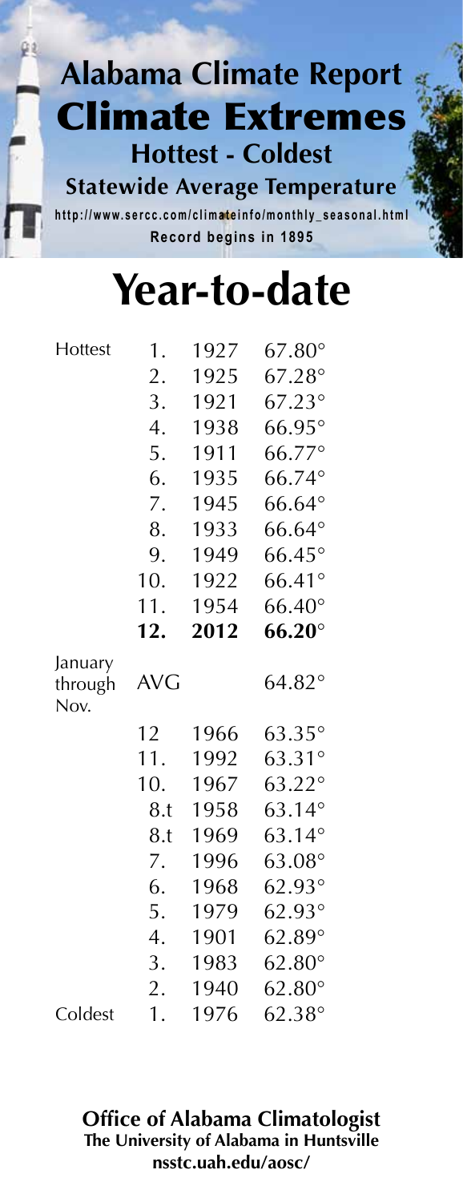# Alabama Climate Report

## Climate Extremes

### Hottest - Coldest

### Statewide Average Temperature

**http://www.sercc.com/climateinfo/monthly_seasonal.html**

**Record begins in 1895**

# Year-to-date

| | | | |
|---|---|---|---|
| Hottest | 1. | 1927 | 67.80° |
| | 2. | 1925 | 67.28° |
| | 3. | 1921 | 67.23° |
| | 4. | 1938 | 66.95° |
| | 5. | 1911 | 66.77° |
| | 6. | 1935 | 66.74° |
| | 7. | 1945 | 66.64° |
| | 8. | 1933 | 66.64° |
| | 9. | 1949 | 66.45° |
| | 10. | 1922 | 66.41° |
| | 11. | 1954 | 66.40° |
| | **12.** | **2012** | **66.20°** |
| January through Nov. | AVG | | 64.82° |
| | 12 | 1966 | 63.35° |
| | 11. | 1992 | 63.31° |
| | 10. | 1967 | 63.22° |
| | 8.t | 1958 | 63.14° |
| | 8.t | 1969 | 63.14° |
| | 7. | 1996 | 63.08° |
| | 6. | 1968 | 62.93° |
| | 5. | 1979 | 62.93° |
| | 4. | 1901 | 62.89° |
| | 3. | 1983 | 62.80° |
| | 2. | 1940 | 62.80° |
| Coldest | 1. | 1976 | 62.38° |

**Office of Alabama Climatologist**
**The University of Alabama in Huntsville**
**nsstc.uah.edu/aosc/**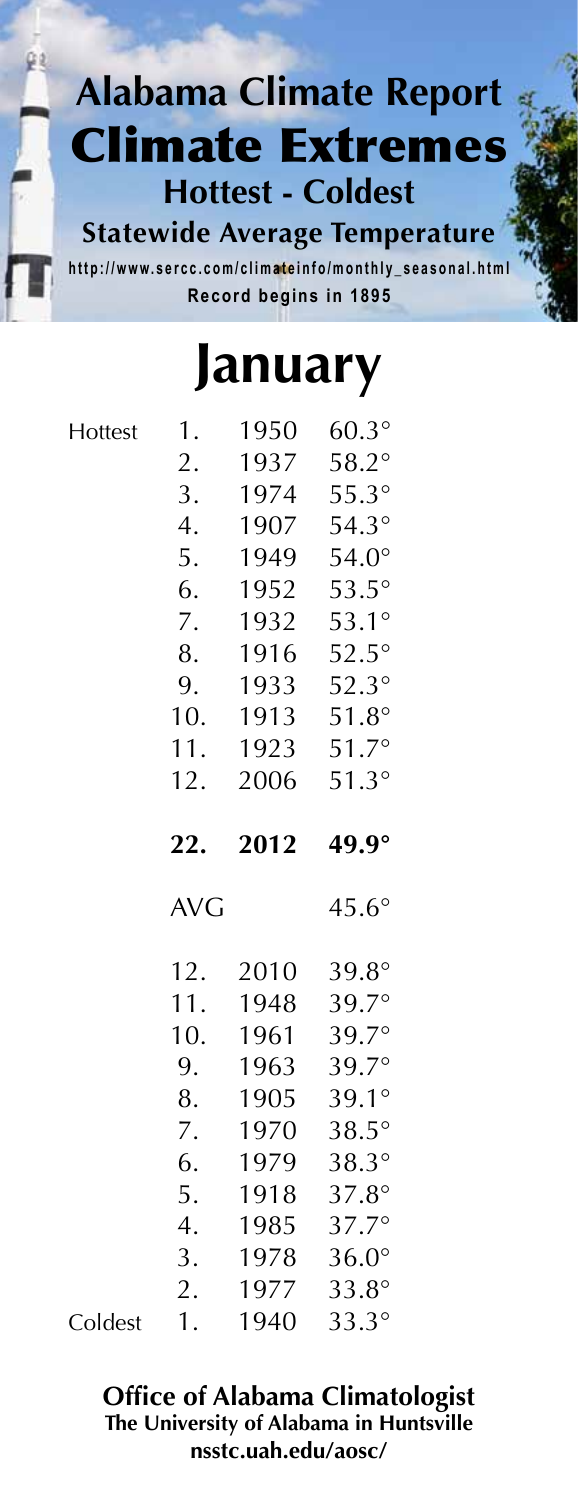# Alabama Climate Report

## Climate Extremes

### Hottest - Coldest

### Statewide Average Temperature

http://www.sercc.com/climateinfo/monthly_seasonal.html

Record begins in 1895

# January

| | Rank | Year | Temp |
|---|---|---|---|
| Hottest | 1. | 1950 | 60.3° |
| | 2. | 1937 | 58.2° |
| | 3. | 1974 | 55.3° |
| | 4. | 1907 | 54.3° |
| | 5. | 1949 | 54.0° |
| | 6. | 1952 | 53.5° |
| | 7. | 1932 | 53.1° |
| | 8. | 1916 | 52.5° |
| | 9. | 1933 | 52.3° |
| | 10. | 1913 | 51.8° |
| | 11. | 1923 | 51.7° |
| | 12. | 2006 | 51.3° |
| | **22.** | **2012** | **49.9°** |
| | AVG | | 45.6° |
| | 12. | 2010 | 39.8° |
| | 11. | 1948 | 39.7° |
| | 10. | 1961 | 39.7° |
| | 9. | 1963 | 39.7° |
| | 8. | 1905 | 39.1° |
| | 7. | 1970 | 38.5° |
| | 6. | 1979 | 38.3° |
| | 5. | 1918 | 37.8° |
| | 4. | 1985 | 37.7° |
| | 3. | 1978 | 36.0° |
| | 2. | 1977 | 33.8° |
| Coldest | 1. | 1940 | 33.3° |

**Office of Alabama Climatologist**
**The University of Alabama in Huntsville**
**nsstc.uah.edu/aosc/**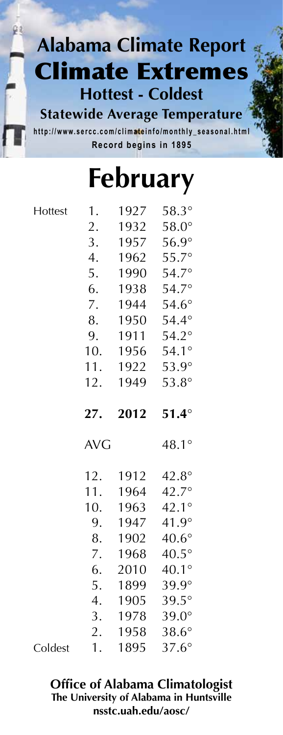# Alabama Climate Report

## Climate Extremes

### Hottest - Coldest

### Statewide Average Temperature

http://www.sercc.com/climateinfo/monthly_seasonal.html

**Record begins in 1895**

# February

| | Rank | Year | Temp |
|---|---|---|---|
| Hottest | 1. | 1927 | 58.3° |
| | 2. | 1932 | 58.0° |
| | 3. | 1957 | 56.9° |
| | 4. | 1962 | 55.7° |
| | 5. | 1990 | 54.7° |
| | 6. | 1938 | 54.7° |
| | 7. | 1944 | 54.6° |
| | 8. | 1950 | 54.4° |
| | 9. | 1911 | 54.2° |
| | 10. | 1956 | 54.1° |
| | 11. | 1922 | 53.9° |
| | 12. | 1949 | 53.8° |
| | **27.** | **2012** | **51.4°** |
| | AVG | | 48.1° |
| | 12. | 1912 | 42.8° |
| | 11. | 1964 | 42.7° |
| | 10. | 1963 | 42.1° |
| | 9. | 1947 | 41.9° |
| | 8. | 1902 | 40.6° |
| | 7. | 1968 | 40.5° |
| | 6. | 2010 | 40.1° |
| | 5. | 1899 | 39.9° |
| | 4. | 1905 | 39.5° |
| | 3. | 1978 | 39.0° |
| | 2. | 1958 | 38.6° |
| Coldest | 1. | 1895 | 37.6° |

**Office of Alabama Climatologist**
**The University of Alabama in Huntsville**
**nsstc.uah.edu/aosc/**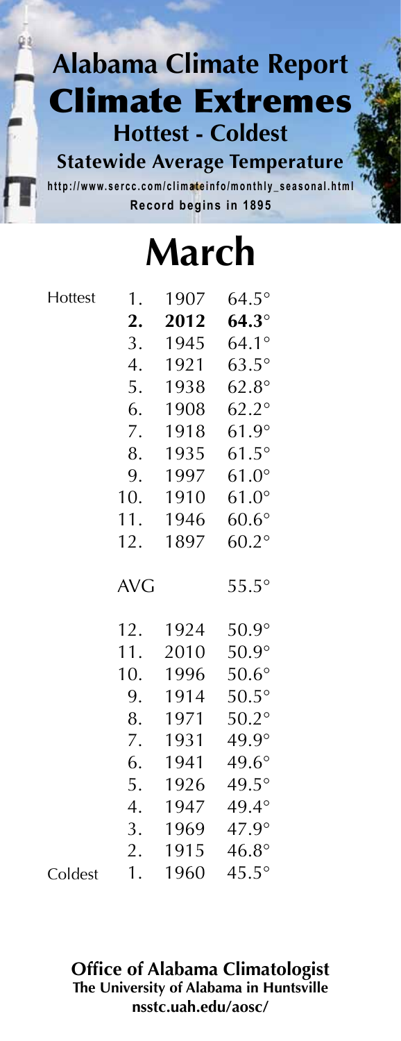# Alabama Climate Report

## Climate Extremes

### Hottest - Coldest

### Statewide Average Temperature

http://www.sercc.com/climateinfo/monthly_seasonal.html

Record begins in 1895

# March

| | Rank | Year | Temp |
|---|---|---|---|
| Hottest | 1. | 1907 | 64.5° |
| | **2.** | **2012** | **64.3°** |
| | 3. | 1945 | 64.1° |
| | 4. | 1921 | 63.5° |
| | 5. | 1938 | 62.8° |
| | 6. | 1908 | 62.2° |
| | 7. | 1918 | 61.9° |
| | 8. | 1935 | 61.5° |
| | 9. | 1997 | 61.0° |
| | 10. | 1910 | 61.0° |
| | 11. | 1946 | 60.6° |
| | 12. | 1897 | 60.2° |
| | AVG | | 55.5° |
| | 12. | 1924 | 50.9° |
| | 11. | 2010 | 50.9° |
| | 10. | 1996 | 50.6° |
| | 9. | 1914 | 50.5° |
| | 8. | 1971 | 50.2° |
| | 7. | 1931 | 49.9° |
| | 6. | 1941 | 49.6° |
| | 5. | 1926 | 49.5° |
| | 4. | 1947 | 49.4° |
| | 3. | 1969 | 47.9° |
| | 2. | 1915 | 46.8° |
| Coldest | 1. | 1960 | 45.5° |

**Office of Alabama Climatologist**
**The University of Alabama in Huntsville**
**nsstc.uah.edu/aosc/**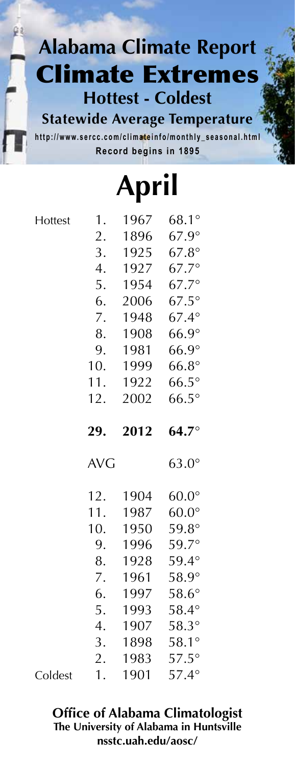# Alabama Climate Report

## Climate Extremes

### Hottest - Coldest

### Statewide Average Temperature

http://www.sercc.com/climateinfo/monthly_seasonal.html

Record begins in 1895

# April

| | Rank | Year | Temp |
|---|---|---|---|
| Hottest | 1. | 1967 | 68.1° |
| | 2. | 1896 | 67.9° |
| | 3. | 1925 | 67.8° |
| | 4. | 1927 | 67.7° |
| | 5. | 1954 | 67.7° |
| | 6. | 2006 | 67.5° |
| | 7. | 1948 | 67.4° |
| | 8. | 1908 | 66.9° |
| | 9. | 1981 | 66.9° |
| | 10. | 1999 | 66.8° |
| | 11. | 1922 | 66.5° |
| | 12. | 2002 | 66.5° |
| | **29.** | **2012** | **64.7°** |
| | AVG | | 63.0° |
| | 12. | 1904 | 60.0° |
| | 11. | 1987 | 60.0° |
| | 10. | 1950 | 59.8° |
| | 9. | 1996 | 59.7° |
| | 8. | 1928 | 59.4° |
| | 7. | 1961 | 58.9° |
| | 6. | 1997 | 58.6° |
| | 5. | 1993 | 58.4° |
| | 4. | 1907 | 58.3° |
| | 3. | 1898 | 58.1° |
| | 2. | 1983 | 57.5° |
| Coldest | 1. | 1901 | 57.4° |

**Office of Alabama Climatologist**
**The University of Alabama in Huntsville**
**nsstc.uah.edu/aosc/**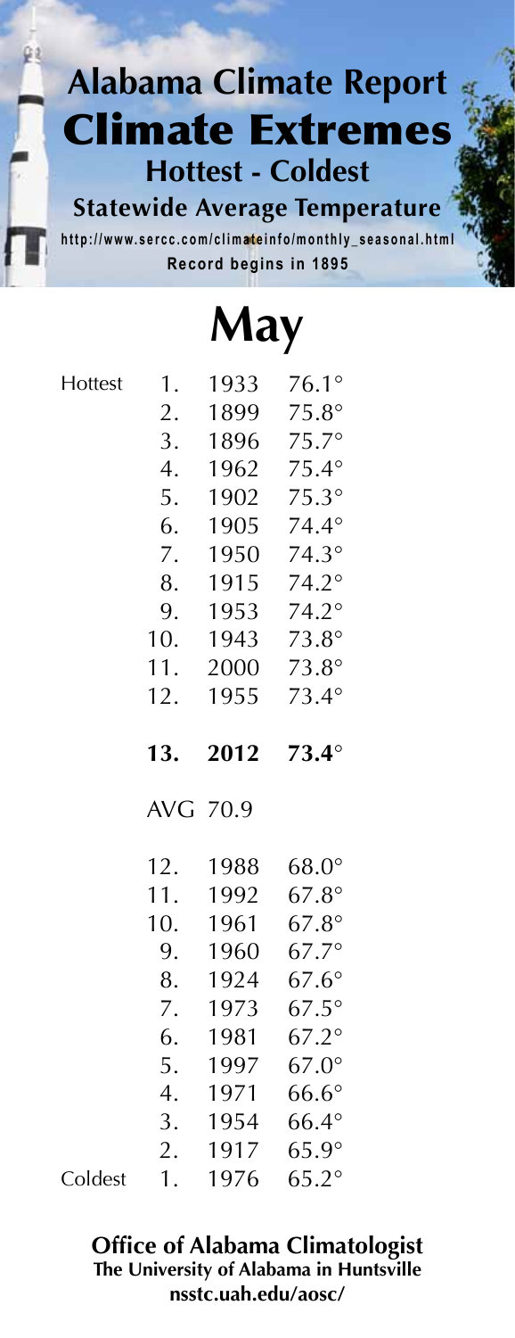# Alabama Climate Report

## Climate Extremes

### Hottest - Coldest

### Statewide Average Temperature

http://www.sercc.com/climateinfo/monthly_seasonal.html

**Record begins in 1895**

# May

| | Rank | Year | Temp |
|---|---|---|---|
| Hottest | 1. | 1933 | 76.1° |
| | 2. | 1899 | 75.8° |
| | 3. | 1896 | 75.7° |
| | 4. | 1962 | 75.4° |
| | 5. | 1902 | 75.3° |
| | 6. | 1905 | 74.4° |
| | 7. | 1950 | 74.3° |
| | 8. | 1915 | 74.2° |
| | 9. | 1953 | 74.2° |
| | 10. | 1943 | 73.8° |
| | 11. | 2000 | 73.8° |
| | 12. | 1955 | 73.4° |
| | **13.** | **2012** | **73.4°** |
| | AVG | 70.9 | |
| | 12. | 1988 | 68.0° |
| | 11. | 1992 | 67.8° |
| | 10. | 1961 | 67.8° |
| | 9. | 1960 | 67.7° |
| | 8. | 1924 | 67.6° |
| | 7. | 1973 | 67.5° |
| | 6. | 1981 | 67.2° |
| | 5. | 1997 | 67.0° |
| | 4. | 1971 | 66.6° |
| | 3. | 1954 | 66.4° |
| | 2. | 1917 | 65.9° |
| Coldest | 1. | 1976 | 65.2° |

**Office of Alabama Climatologist**
**The University of Alabama in Huntsville**
**nsstc.uah.edu/aosc/**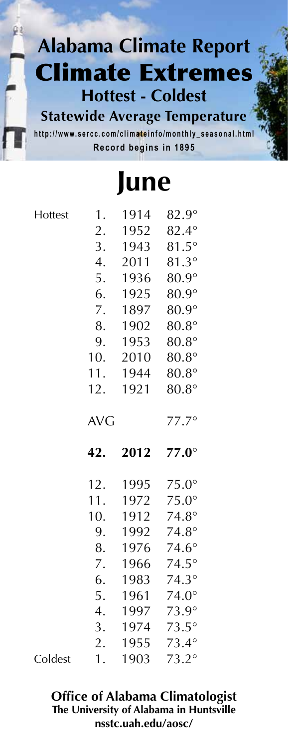# Alabama Climate Report

## Climate Extremes

### Hottest - Coldest

### Statewide Average Temperature

http://www.sercc.com/climateinfo/monthly_seasonal.html

Record begins in 1895

# June

| | Rank | Year | Temp |
|---|---|---|---|
| Hottest | 1. | 1914 | 82.9° |
| | 2. | 1952 | 82.4° |
| | 3. | 1943 | 81.5° |
| | 4. | 2011 | 81.3° |
| | 5. | 1936 | 80.9° |
| | 6. | 1925 | 80.9° |
| | 7. | 1897 | 80.9° |
| | 8. | 1902 | 80.8° |
| | 9. | 1953 | 80.8° |
| | 10. | 2010 | 80.8° |
| | 11. | 1944 | 80.8° |
| | 12. | 1921 | 80.8° |
| | AVG | | 77.7° |
| | **42.** | **2012** | **77.0°** |
| | 12. | 1995 | 75.0° |
| | 11. | 1972 | 75.0° |
| | 10. | 1912 | 74.8° |
| | 9. | 1992 | 74.8° |
| | 8. | 1976 | 74.6° |
| | 7. | 1966 | 74.5° |
| | 6. | 1983 | 74.3° |
| | 5. | 1961 | 74.0° |
| | 4. | 1997 | 73.9° |
| | 3. | 1974 | 73.5° |
| | 2. | 1955 | 73.4° |
| Coldest | 1. | 1903 | 73.2° |

**Office of Alabama Climatologist**
**The University of Alabama in Huntsville**
**nsstc.uah.edu/aosc/**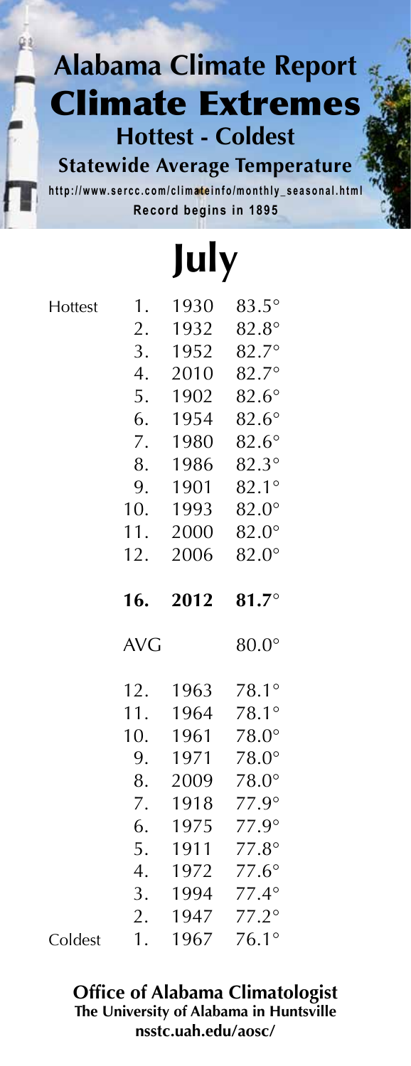# Alabama Climate Report

## Climate Extremes

### Hottest - Coldest

### Statewide Average Temperature

http://www.sercc.com/climateinfo/monthly_seasonal.html

**Record begins in 1895**

# July

| | Rank | Year | Temp |
|---|---|---|---|
| Hottest | 1. | 1930 | 83.5° |
| | 2. | 1932 | 82.8° |
| | 3. | 1952 | 82.7° |
| | 4. | 2010 | 82.7° |
| | 5. | 1902 | 82.6° |
| | 6. | 1954 | 82.6° |
| | 7. | 1980 | 82.6° |
| | 8. | 1986 | 82.3° |
| | 9. | 1901 | 82.1° |
| | 10. | 2000 | 82.0° |
| | 11. | 2000 | 82.0° |
| | 12. | 2006 | 82.0° |
| | **16.** | **2012** | **81.7°** |
| | AVG | | 80.0° |
| | 12. | 1963 | 78.1° |
| | 11. | 1964 | 78.1° |
| | 10. | 1961 | 78.0° |
| | 9. | 1971 | 78.0° |
| | 8. | 2009 | 78.0° |
| | 7. | 1918 | 77.9° |
| | 6. | 1975 | 77.9° |
| | 5. | 1911 | 77.8° |
| | 4. | 1972 | 77.6° |
| | 3. | 1994 | 77.4° |
| | 2. | 1947 | 77.2° |
| Coldest | 1. | 1967 | 76.1° |

**Office of Alabama Climatologist**
**The University of Alabama in Huntsville**
**nsstc.uah.edu/aosc/**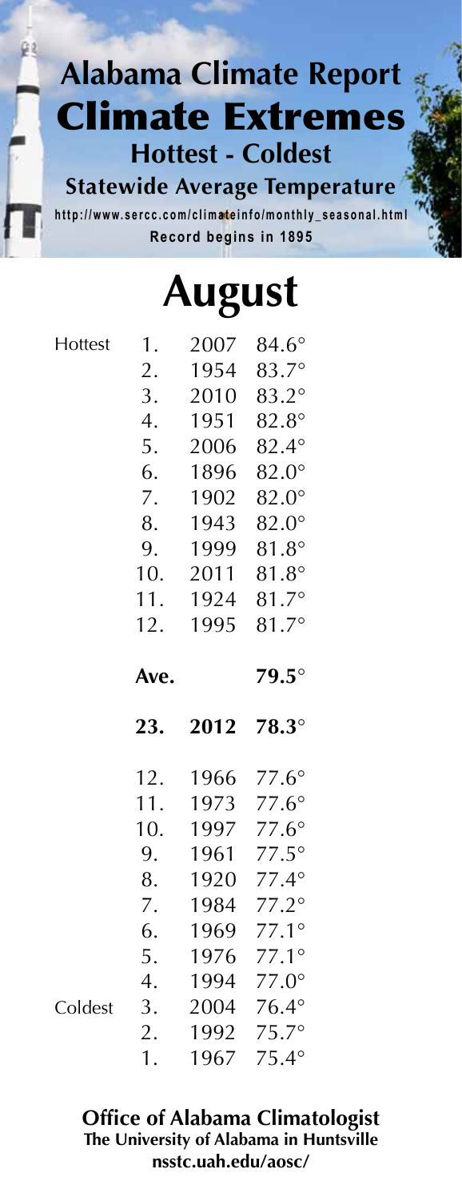# Alabama Climate Report

## Climate Extremes

### Hottest - Coldest

### Statewide Average Temperature

http://www.sercc.com/climateinfo/monthly_seasonal.html

Record begins in 1895

# August

| | Rank | Year | Temp |
|---|---|---|---|
| Hottest | 1. | 2007 | 84.6° |
| | 2. | 1954 | 83.7° |
| | 3. | 2010 | 83.2° |
| | 4. | 1951 | 82.8° |
| | 5. | 2006 | 82.4° |
| | 6. | 1896 | 82.0° |
| | 7. | 1902 | 82.0° |
| | 8. | 1943 | 82.0° |
| | 9. | 1999 | 81.8° |
| | 10. | 2011 | 81.8° |
| | 11. | 1924 | 81.7° |
| | 12. | 1995 | 81.7° |
| | **Ave.** | | **79.5°** |
| | **23.** | **2012** | **78.3°** |
| | 12. | 1966 | 77.6° |
| | 11. | 1973 | 77.6° |
| | 10. | 1997 | 77.6° |
| | 9. | 1961 | 77.5° |
| | 8. | 1920 | 77.4° |
| | 7. | 1984 | 77.2° |
| | 6. | 1969 | 77.1° |
| | 5. | 1976 | 77.1° |
| | 4. | 1994 | 77.0° |
| Coldest | 3. | 2004 | 76.4° |
| | 2. | 1992 | 75.7° |
| | 1. | 1967 | 75.4° |

**Office of Alabama Climatologist**
**The University of Alabama in Huntsville**
**nsstc.uah.edu/aosc/**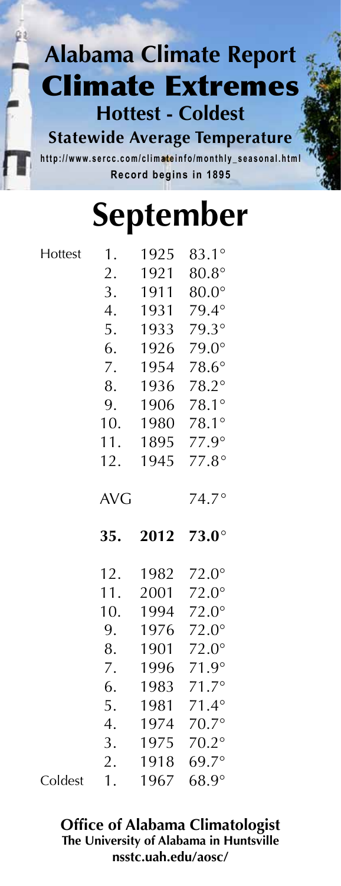# Alabama Climate Report

## Climate Extremes

### Hottest - Coldest

### Statewide Average Temperature

http://www.sercc.com/climateinfo/monthly_seasonal.html

Record begins in 1895

# September

| | Rank | Year | Temp |
|---|---|---|---|
| Hottest | 1. | 1925 | 83.1° |
| | 2. | 1921 | 80.8° |
| | 3. | 1911 | 80.0° |
| | 4. | 1931 | 79.4° |
| | 5. | 1933 | 79.3° |
| | 6. | 1926 | 79.0° |
| | 7. | 1954 | 78.6° |
| | 8. | 1936 | 78.2° |
| | 9. | 1906 | 78.1° |
| | 10. | 1980 | 78.1° |
| | 11. | 1895 | 77.9° |
| | 12. | 1945 | 77.8° |
| | AVG | | 74.7° |
| | **35.** | **2012** | **73.0°** |
| | 12. | 1982 | 72.0° |
| | 11. | 2001 | 72.0° |
| | 10. | 1994 | 72.0° |
| | 9. | 1976 | 72.0° |
| | 8. | 1901 | 72.0° |
| | 7. | 1996 | 71.9° |
| | 6. | 1983 | 71.7° |
| | 5. | 1981 | 71.4° |
| | 4. | 1974 | 70.7° |
| | 3. | 1975 | 70.2° |
| | 2. | 1918 | 69.7° |
| Coldest | 1. | 1967 | 68.9° |

**Office of Alabama Climatologist**
**The University of Alabama in Huntsville**
**nsstc.uah.edu/aosc/**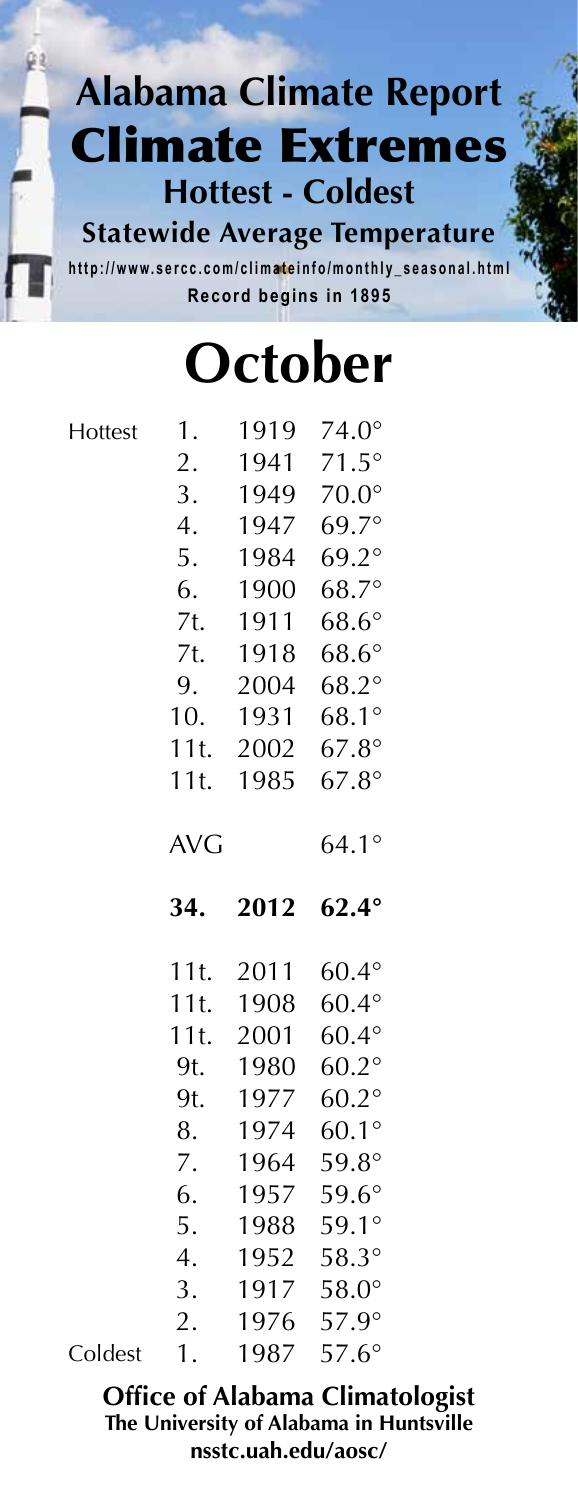# Alabama Climate Report

## Climate Extremes

### Hottest - Coldest

### Statewide Average Temperature

http://www.sercc.com/climateinfo/monthly_seasonal.html

**Record begins in 1895**

# October

| | Rank | Year | Temp |
|---|---|---|---|
| Hottest | 1. | 1919 | 74.0° |
| | 2. | 1941 | 71.5° |
| | 3. | 1949 | 70.0° |
| | 4. | 1947 | 69.7° |
| | 5. | 1984 | 69.2° |
| | 6. | 1900 | 68.7° |
| | 7t. | 1911 | 68.6° |
| | 7t. | 1918 | 68.6° |
| | 9. | 2004 | 68.2° |
| | 10. | 1931 | 68.1° |
| | 11t. | 2002 | 67.8° |
| | 11t. | 1985 | 67.8° |
| | AVG | | 64.1° |
| | **34.** | **2012** | **62.4°** |
| | 11t. | 2011 | 60.4° |
| | 11t. | 1908 | 60.4° |
| | 11t. | 2001 | 60.4° |
| | 9t. | 1980 | 60.2° |
| | 9t. | 1977 | 60.2° |
| | 8. | 1974 | 60.1° |
| | 7. | 1964 | 59.8° |
| | 6. | 1957 | 59.6° |
| | 5. | 1988 | 59.1° |
| | 4. | 1952 | 58.3° |
| | 3. | 1917 | 58.0° |
| | 2. | 1976 | 57.9° |
| Coldest | 1. | 1987 | 57.6° |

**Office of Alabama Climatologist**
**The University of Alabama in Huntsville**
**nsstc.uah.edu/aosc/**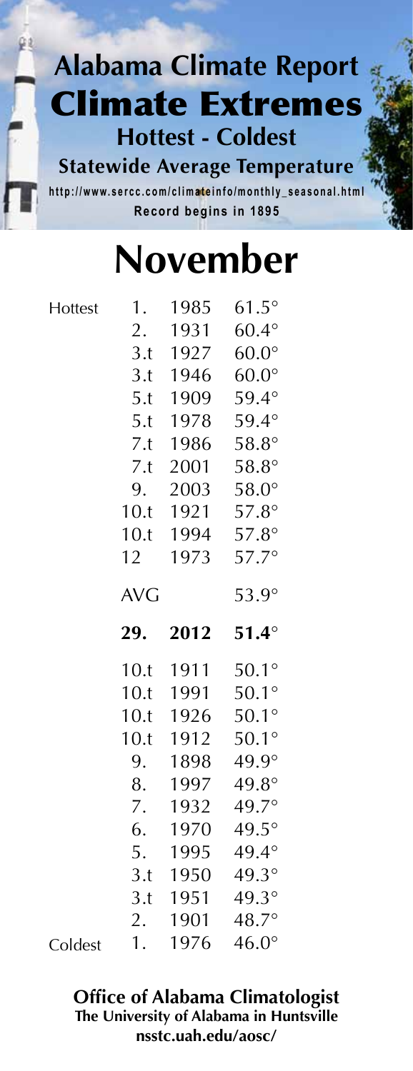# Alabama Climate Report

## Climate Extremes

### Hottest - Coldest

### Statewide Average Temperature

http://www.sercc.com/climateinfo/monthly_seasonal.html

Record begins in 1895

# November

| | Rank | Year | Temp |
|---|---|---|---|
| Hottest | 1. | 1985 | 61.5° |
| | 2. | 1931 | 60.4° |
| | 3.t | 1927 | 60.0° |
| | 3.t | 1946 | 60.0° |
| | 5.t | 1909 | 59.4° |
| | 5.t | 1978 | 59.4° |
| | 7.t | 1986 | 58.8° |
| | 7.t | 2001 | 58.8° |
| | 9. | 2003 | 58.0° |
| | 10.t | 1921 | 57.8° |
| | 10.t | 1994 | 57.8° |
| | 12 | 1973 | 57.7° |
| | AVG | | 53.9° |
| | **29.** | **2012** | **51.4°** |
| | 10.t | 1911 | 50.1° |
| | 10.t | 1991 | 50.1° |
| | 10.t | 1926 | 50.1° |
| | 10.t | 1912 | 50.1° |
| | 9. | 1898 | 49.9° |
| | 8. | 1997 | 49.8° |
| | 7. | 1932 | 49.7° |
| | 6. | 1970 | 49.5° |
| | 5. | 1995 | 49.4° |
| | 3.t | 1950 | 49.3° |
| | 3.t | 1951 | 49.3° |
| | 2. | 1901 | 48.7° |
| Coldest | 1. | 1976 | 46.0° |

**Office of Alabama Climatologist**
**The University of Alabama in Huntsville**
**nsstc.uah.edu/aosc/**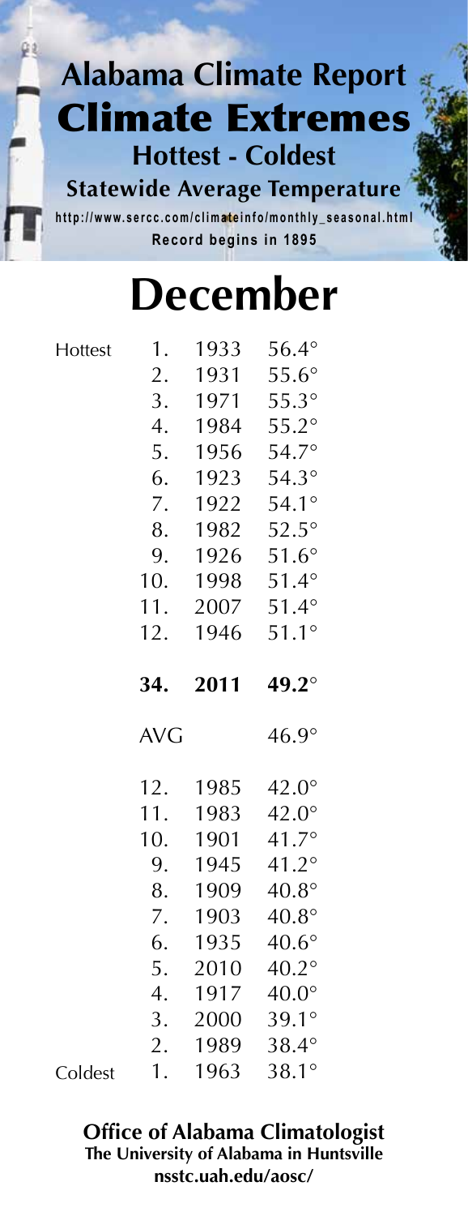# Alabama Climate Report

## Climate Extremes

### Hottest - Coldest

### Statewide Average Temperature

http://www.sercc.com/climateinfo/monthly_seasonal.html

**Record begins in 1895**

# December

| | Rank | Year | Temp |
|---|---|---|---|
| Hottest | 1. | 1933 | 56.4° |
| | 2. | 1931 | 55.6° |
| | 3. | 1971 | 55.3° |
| | 4. | 1984 | 55.2° |
| | 5. | 1956 | 54.7° |
| | 6. | 1923 | 54.3° |
| | 7. | 1922 | 54.1° |
| | 8. | 1982 | 52.5° |
| | 9. | 1926 | 51.6° |
| | 10. | 1998 | 51.4° |
| | 11. | 2007 | 51.4° |
| | 12. | 1946 | 51.1° |
| | **34.** | **2011** | **49.2°** |
| | AVG | | 46.9° |
| | 12. | 1985 | 42.0° |
| | 11. | 1983 | 42.0° |
| | 10. | 1901 | 41.7° |
| | 9. | 1945 | 41.2° |
| | 8. | 1909 | 40.8° |
| | 7. | 1903 | 40.8° |
| | 6. | 1935 | 40.6° |
| | 5. | 2010 | 40.2° |
| | 4. | 1917 | 40.0° |
| | 3. | 2000 | 39.1° |
| | 2. | 1989 | 38.4° |
| Coldest | 1. | 1963 | 38.1° |

**Office of Alabama Climatologist**
**The University of Alabama in Huntsville**
**nsstc.uah.edu/aosc/**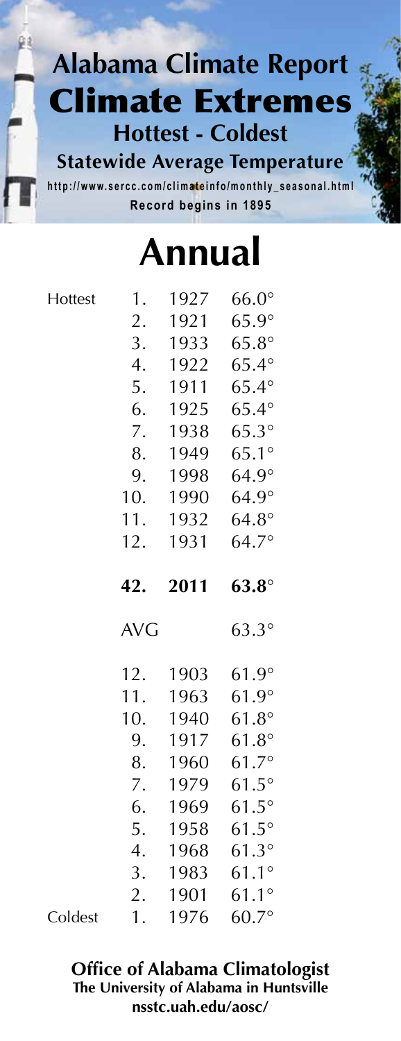# Alabama Climate Report

## Climate Extremes

### Hottest - Coldest

### Statewide Average Temperature

http://www.sercc.com/climateinfo/monthly_seasonal.html

Record begins in 1895

## Annual

| | | | |
|---|---|---|---|
| Hottest | 1. | 1927 | 66.0° |
| | 2. | 1921 | 65.9° |
| | 3. | 1933 | 65.8° |
| | 4. | 1922 | 65.4° |
| | 5. | 1911 | 65.4° |
| | 6. | 1925 | 65.4° |
| | 7. | 1938 | 65.3° |
| | 8. | 1949 | 65.1° |
| | 9. | 1998 | 64.9° |
| | 10. | 1990 | 64.9° |
| | 11. | 1932 | 64.8° |
| | 12. | 1931 | 64.7° |
| | **42.** | **2011** | **63.8°** |
| | AVG | | 63.3° |
| | 12. | 1903 | 61.9° |
| | 11. | 1963 | 61.9° |
| | 10. | 1940 | 61.8° |
| | 9. | 1917 | 61.8° |
| | 8. | 1960 | 61.7° |
| | 7. | 1979 | 61.5° |
| | 6. | 1969 | 61.5° |
| | 5. | 1958 | 61.5° |
| | 4. | 1968 | 61.3° |
| | 3. | 1983 | 61.1° |
| | 2. | 1901 | 61.1° |
| Coldest | 1. | 1976 | 60.7° |

**Office of Alabama Climatologist**
**The University of Alabama in Huntsville**
**nsstc.uah.edu/aosc/**